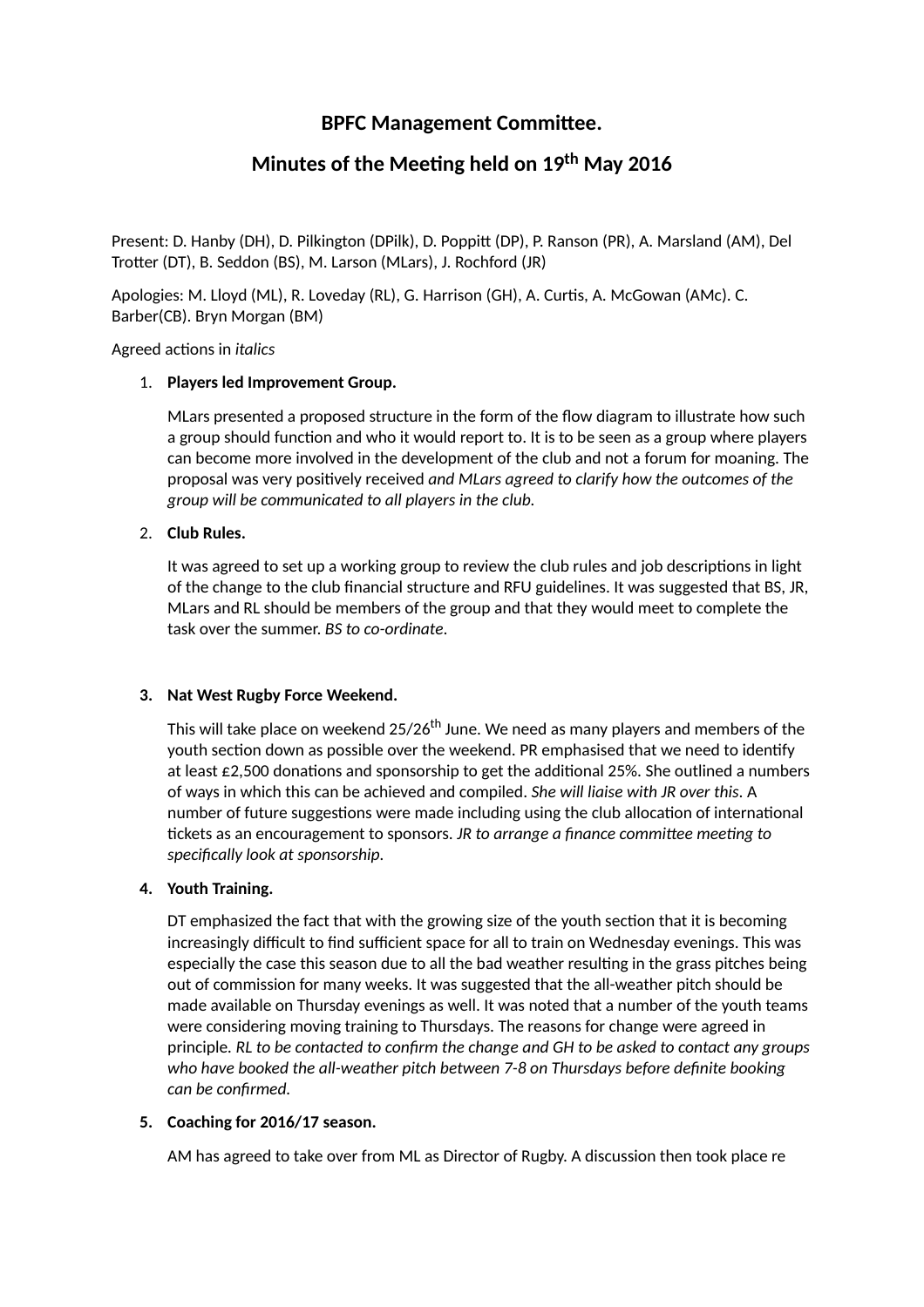# BPFC Management Committee.

## Minutes of the Meeting held on 19th May 2016

Present: D. Hanby (DH), D. Pilkington (DPilk), D. Poppitt (DP), P. Ranson (PR), A. Marsland (AM), Del Trotter (DT), B. Seddon (BS), M. Larson (MLars), J. Rochford (JR)

Apologies: M. Lloyd (ML), R. Loveday (RL), G. Harrison (GH), A. Curtis, A. McGowan (AMc). C. Barber(CB). Bryn Morgan (BM)

Agreed actions in *italics*

1. **Players led Improvement Group.**

   MLars presented a proposed structure in the form of the flow diagram to illustrate how such a group should function and who it would report to. It is to be seen as a group where players can become more involved in the development of the club and not a forum for moaning. The proposal was very positively received *and MLars agreed to clarify how the outcomes of the group will be communicated to all players in the club.*

2. **Club Rules.**

   It was agreed to set up a working group to review the club rules and job descriptions in light of the change to the club financial structure and RFU guidelines. It was suggested that BS, JR, MLars and RL should be members of the group and that they would meet to complete the task over the summer. *BS to co-ordinate.*

3. **Nat West Rugby Force Weekend.**

   This will take place on weekend 25/26th June. We need as many players and members of the youth section down as possible over the weekend. PR emphasised that we need to identify at least £2,500 donations and sponsorship to get the additional 25%. She outlined a numbers of ways in which this can be achieved and compiled. *She will liaise with JR over this*. A number of future suggestions were made including using the club allocation of international tickets as an encouragement to sponsors. *JR to arrange a finance committee meeting to specifically look at sponsorship.*

4. **Youth Training.**

   DT emphasized the fact that with the growing size of the youth section that it is becoming increasingly difficult to find sufficient space for all to train on Wednesday evenings. This was especially the case this season due to all the bad weather resulting in the grass pitches being out of commission for many weeks. It was suggested that the all-weather pitch should be made available on Thursday evenings as well. It was noted that a number of the youth teams were considering moving training to Thursdays. The reasons for change were agreed in principle. *RL to be contacted to confirm the change and GH to be asked to contact any groups who have booked the all-weather pitch between 7-8 on Thursdays before definite booking can be confirmed.*

5. **Coaching for 2016/17 season.**

   AM has agreed to take over from ML as Director of Rugby. A discussion then took place re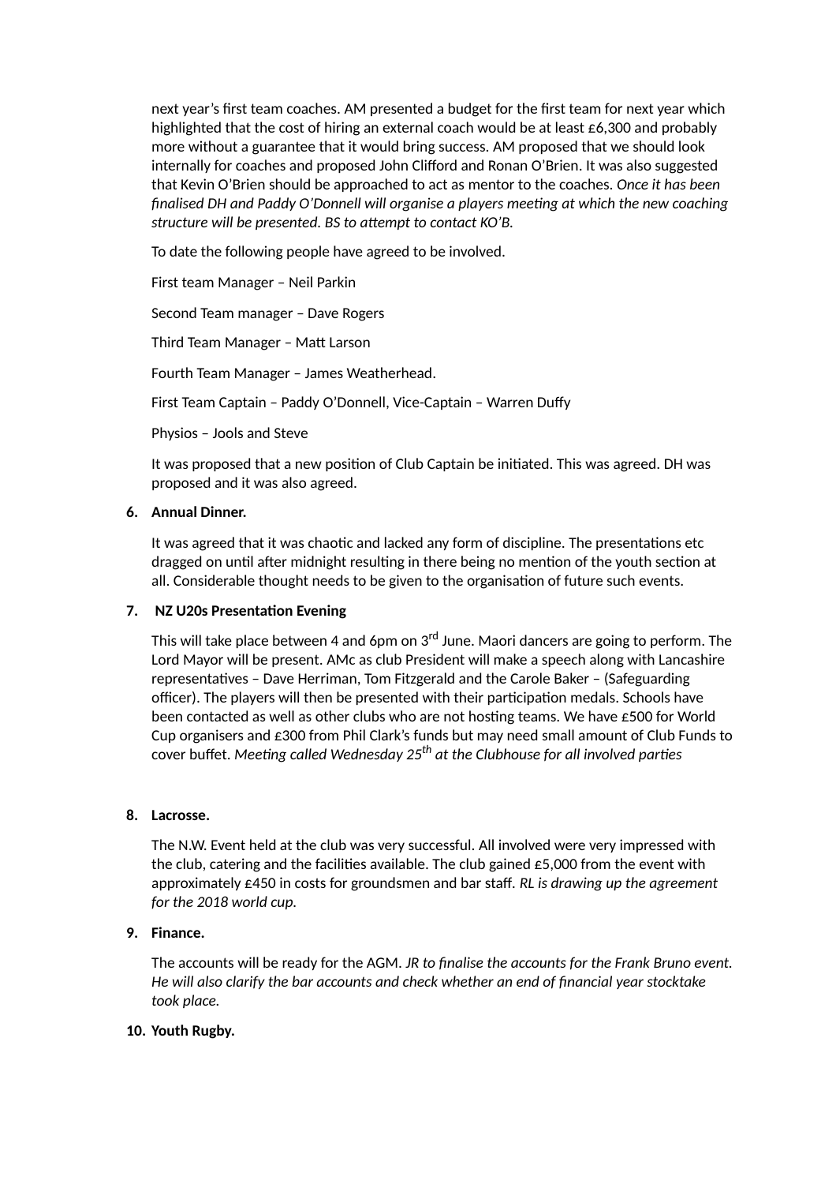next year's first team coaches. AM presented a budget for the first team for next year which highlighted that the cost of hiring an external coach would be at least £6,300 and probably more without a guarantee that it would bring success. AM proposed that we should look internally for coaches and proposed John Clifford and Ronan O'Brien. It was also suggested that Kevin O'Brien should be approached to act as mentor to the coaches. *Once it has been finalised DH and Paddy O'Donnell will organise a players meeting at which the new coaching structure will be presented. BS to attempt to contact KO'B.*

To date the following people have agreed to be involved.

First team Manager – Neil Parkin

Second Team manager – Dave Rogers

Third Team Manager – Matt Larson

Fourth Team Manager – James Weatherhead.

First Team Captain – Paddy O'Donnell, Vice-Captain – Warren Duffy

Physios – Jools and Steve

It was proposed that a new position of Club Captain be initiated. This was agreed. DH was proposed and it was also agreed.

6. **Annual Dinner.**

   It was agreed that it was chaotic and lacked any form of discipline. The presentations etc dragged on until after midnight resulting in there being no mention of the youth section at all. Considerable thought needs to be given to the organisation of future such events.

7. **NZ U20s Presentation Evening**

   This will take place between 4 and 6pm on 3rd June. Maori dancers are going to perform. The Lord Mayor will be present. AMc as club President will make a speech along with Lancashire representatives – Dave Herriman, Tom Fitzgerald and the Carole Baker – (Safeguarding officer). The players will then be presented with their participation medals. Schools have been contacted as well as other clubs who are not hosting teams. We have £500 for World Cup organisers and £300 from Phil Clark's funds but may need small amount of Club Funds to cover buffet. *Meeting called Wednesday 25th at the Clubhouse for all involved parties*

8. **Lacrosse.**

   The N.W. Event held at the club was very successful. All involved were very impressed with the club, catering and the facilities available. The club gained £5,000 from the event with approximately £450 in costs for groundsmen and bar staff. *RL is drawing up the agreement for the 2018 world cup.*

9. **Finance.**

   The accounts will be ready for the AGM. *JR to finalise the accounts for the Frank Bruno event. He will also clarify the bar accounts and check whether an end of financial year stocktake took place.*

10. **Youth Rugby.**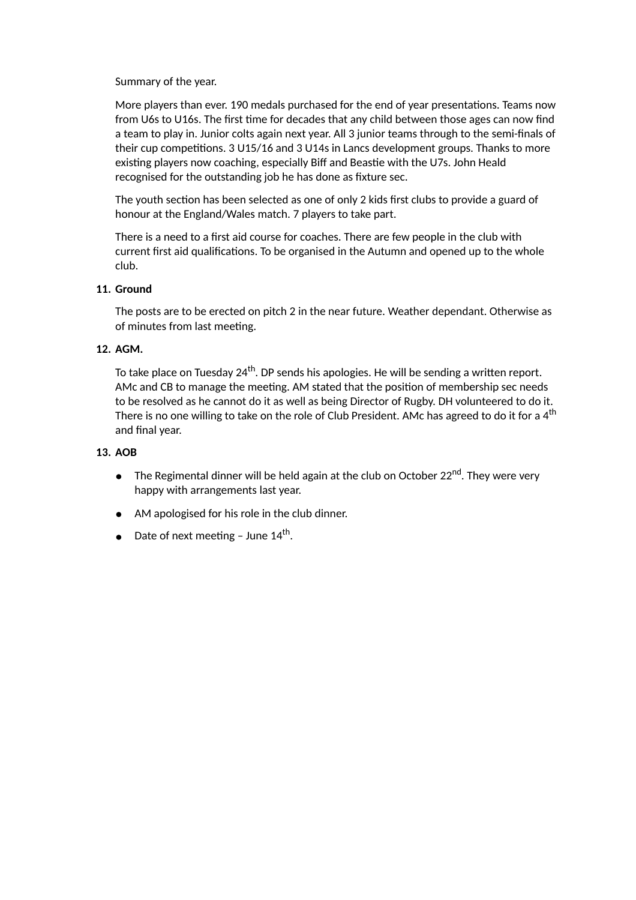Summary of the year.

More players than ever. 190 medals purchased for the end of year presentations. Teams now from U6s to U16s. The first time for decades that any child between those ages can now find a team to play in. Junior colts again next year. All 3 junior teams through to the semi-finals of their cup competitions. 3 U15/16 and 3 U14s in Lancs development groups. Thanks to more existing players now coaching, especially Biff and Beastie with the U7s. John Heald recognised for the outstanding job he has done as fixture sec.

The youth section has been selected as one of only 2 kids first clubs to provide a guard of honour at the England/Wales match. 7 players to take part.

There is a need to a first aid course for coaches. There are few people in the club with current first aid qualifications. To be organised in the Autumn and opened up to the whole club.

11. **Ground**

    The posts are to be erected on pitch 2 in the near future. Weather dependant. Otherwise as of minutes from last meeting.

12. **AGM.**

    To take place on Tuesday 24th. DP sends his apologies. He will be sending a written report. AMc and CB to manage the meeting. AM stated that the position of membership sec needs to be resolved as he cannot do it as well as being Director of Rugby. DH volunteered to do it. There is no one willing to take on the role of Club President. AMc has agreed to do it for a 4th and final year.

13. **AOB**

    - The Regimental dinner will be held again at the club on October 22nd. They were very happy with arrangements last year.
    - AM apologised for his role in the club dinner.
    - Date of next meeting – June 14th.